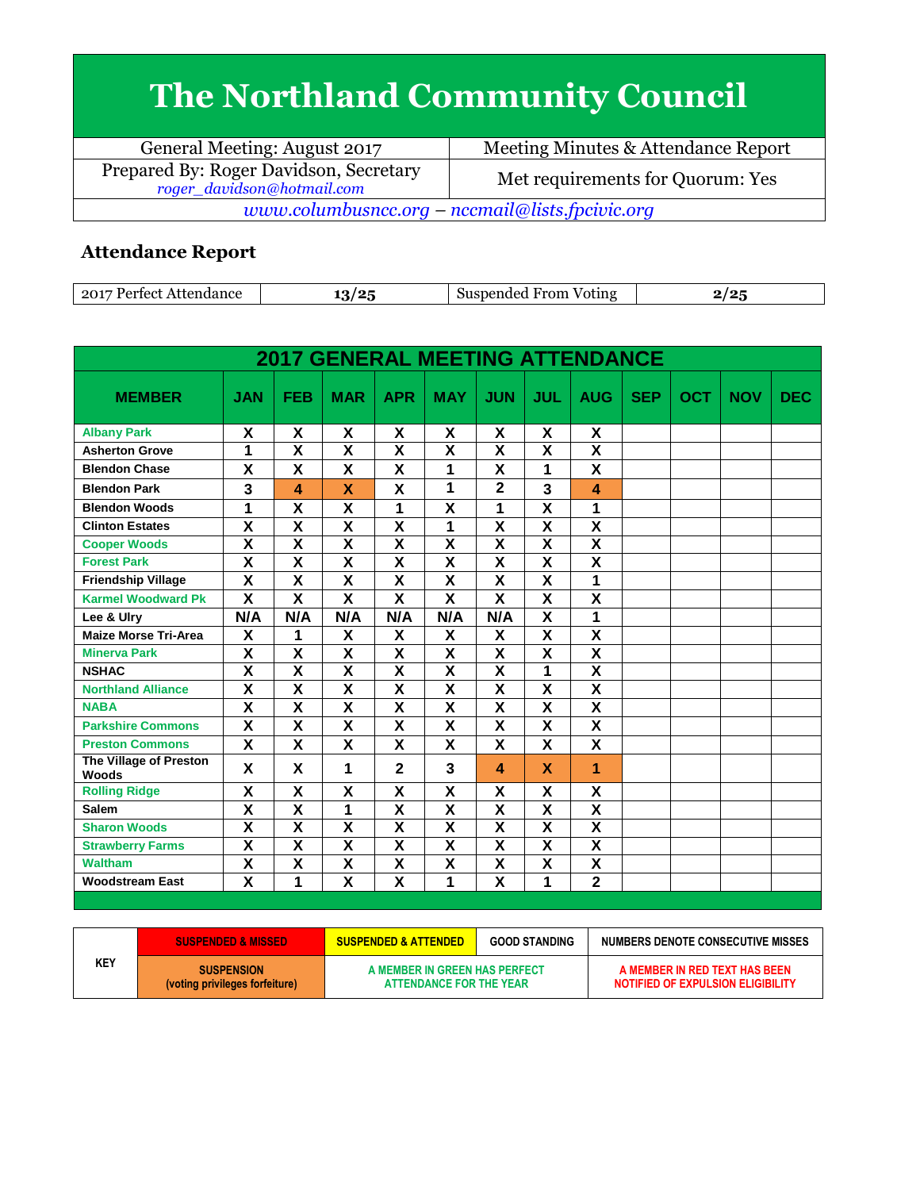# The Northland Community Council

| General Meeting: August 2017 | Meeting Minutes & Attendance Report |
|---|---|
| Prepared By: Roger Davidson, Secretary *roger_davidson@hotmail.com* | Met requirements for Quorum: Yes |

*www.columbusncc.org – nccmail@lists.fpcivic.org*

### Attendance Report

| 2017 Perfect Attendance | 13/25 | Suspended From Voting | 2/25 |
|---|---|---|---|

**2017 GENERAL MEETING ATTENDANCE**

| MEMBER | JAN | FEB | MAR | APR | MAY | JUN | JUL | AUG | SEP | OCT | NOV | DEC |
|---|---|---|---|---|---|---|---|---|---|---|---|---|
| Albany Park | X | X | X | X | X | X | X | X | | | | |
| Asherton Grove | 1 | X | X | X | X | X | X | X | | | | |
| Blendon Chase | X | X | X | X | 1 | X | 1 | X | | | | |
| Blendon Park | 3 | 4 | X | X | 1 | 2 | 3 | 4 | | | | |
| Blendon Woods | 1 | X | X | 1 | X | 1 | X | 1 | | | | |
| Clinton Estates | X | X | X | X | 1 | X | X | X | | | | |
| Cooper Woods | X | X | X | X | X | X | X | X | | | | |
| Forest Park | X | X | X | X | X | X | X | X | | | | |
| Friendship Village | X | X | X | X | X | X | X | 1 | | | | |
| Karmel Woodward Pk | X | X | X | X | X | X | X | X | | | | |
| Lee & Ulry | N/A | N/A | N/A | N/A | N/A | N/A | X | 1 | | | | |
| Maize Morse Tri-Area | X | 1 | X | X | X | X | X | X | | | | |
| Minerva Park | X | X | X | X | X | X | X | X | | | | |
| NSHAC | X | X | X | X | X | X | 1 | X | | | | |
| Northland Alliance | X | X | X | X | X | X | X | X | | | | |
| NABA | X | X | X | X | X | X | X | X | | | | |
| Parkshire Commons | X | X | X | X | X | X | X | X | | | | |
| Preston Commons | X | X | X | X | X | X | X | X | | | | |
| The Village of Preston Woods | X | X | 1 | 2 | 3 | 4 | X | 1 | | | | |
| Rolling Ridge | X | X | X | X | X | X | X | X | | | | |
| Salem | X | X | 1 | X | X | X | X | X | | | | |
| Sharon Woods | X | X | X | X | X | X | X | X | | | | |
| Strawberry Farms | X | X | X | X | X | X | X | X | | | | |
| Waltham | X | X | X | X | X | X | X | X | | | | |
| Woodstream East | X | 1 | X | X | 1 | X | 1 | 2 | | | | |

| KEY | SUSPENDED & MISSED | SUSPENDED & ATTENDED | GOOD STANDING | NUMBERS DENOTE CONSECUTIVE MISSES |
|---|---|---|---|---|
| | SUSPENSION (voting privileges forfeiture) | A MEMBER IN GREEN HAS PERFECT ATTENDANCE FOR THE YEAR | | A MEMBER IN RED TEXT HAS BEEN NOTIFIED OF EXPULSION ELIGIBILITY |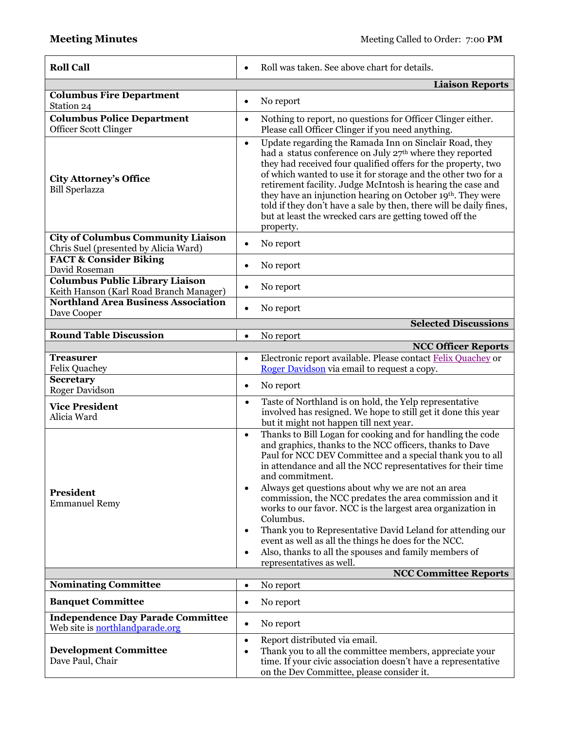**Meeting Minutes** Meeting Called to Order: 7:00 **PM**

| | |
|---|---|
| **Roll Call** | • Roll was taken. See above chart for details. |
| | **Liaison Reports** |
| **Columbus Fire Department**<br>Station 24 | • No report |
| **Columbus Police Department**<br>Officer Scott Clinger | • Nothing to report, no questions for Officer Clinger either. Please call Officer Clinger if you need anything. |
| **City Attorney's Office**<br>Bill Sperlazza | • Update regarding the Ramada Inn on Sinclair Road, they had a status conference on July 27th where they reported they had received four qualified offers for the property, two of which wanted to use it for storage and the other two for a retirement facility. Judge McIntosh is hearing the case and they have an injunction hearing on October 19th. They were told if they don't have a sale by then, there will be daily fines, but at least the wrecked cars are getting towed off the property. |
| **City of Columbus Community Liaison**<br>Chris Suel (presented by Alicia Ward) | • No report |
| **FACT & Consider Biking**<br>David Roseman | • No report |
| **Columbus Public Library Liaison**<br>Keith Hanson (Karl Road Branch Manager) | • No report |
| **Northland Area Business Association**<br>Dave Cooper | • No report |
| | **Selected Discussions** |
| **Round Table Discussion** | • No report |
| | **NCC Officer Reports** |
| **Treasurer**<br>Felix Quachey | • Electronic report available. Please contact Felix Quachey or Roger Davidson via email to request a copy. |
| **Secretary**<br>Roger Davidson | • No report |
| **Vice President**<br>Alicia Ward | • Taste of Northland is on hold, the Yelp representative involved has resigned. We hope to still get it done this year but it might not happen till next year. |
| **President**<br>Emmanuel Remy | • Thanks to Bill Logan for cooking and for handling the code and graphics, thanks to the NCC officers, thanks to Dave Paul for NCC DEV Committee and a special thank you to all in attendance and all the NCC representatives for their time and commitment.<br>• Always get questions about why we are not an area commission, the NCC predates the area commission and it works to our favor. NCC is the largest area organization in Columbus.<br>• Thank you to Representative David Leland for attending our event as well as all the things he does for the NCC.<br>• Also, thanks to all the spouses and family members of representatives as well. |
| | **NCC Committee Reports** |
| **Nominating Committee** | • No report |
| **Banquet Committee** | • No report |
| **Independence Day Parade Committee**<br>Web site is northlandparade.org | • No report |
| **Development Committee**<br>Dave Paul, Chair | • Report distributed via email.<br>• Thank you to all the committee members, appreciate your time. If your civic association doesn't have a representative on the Dev Committee, please consider it. |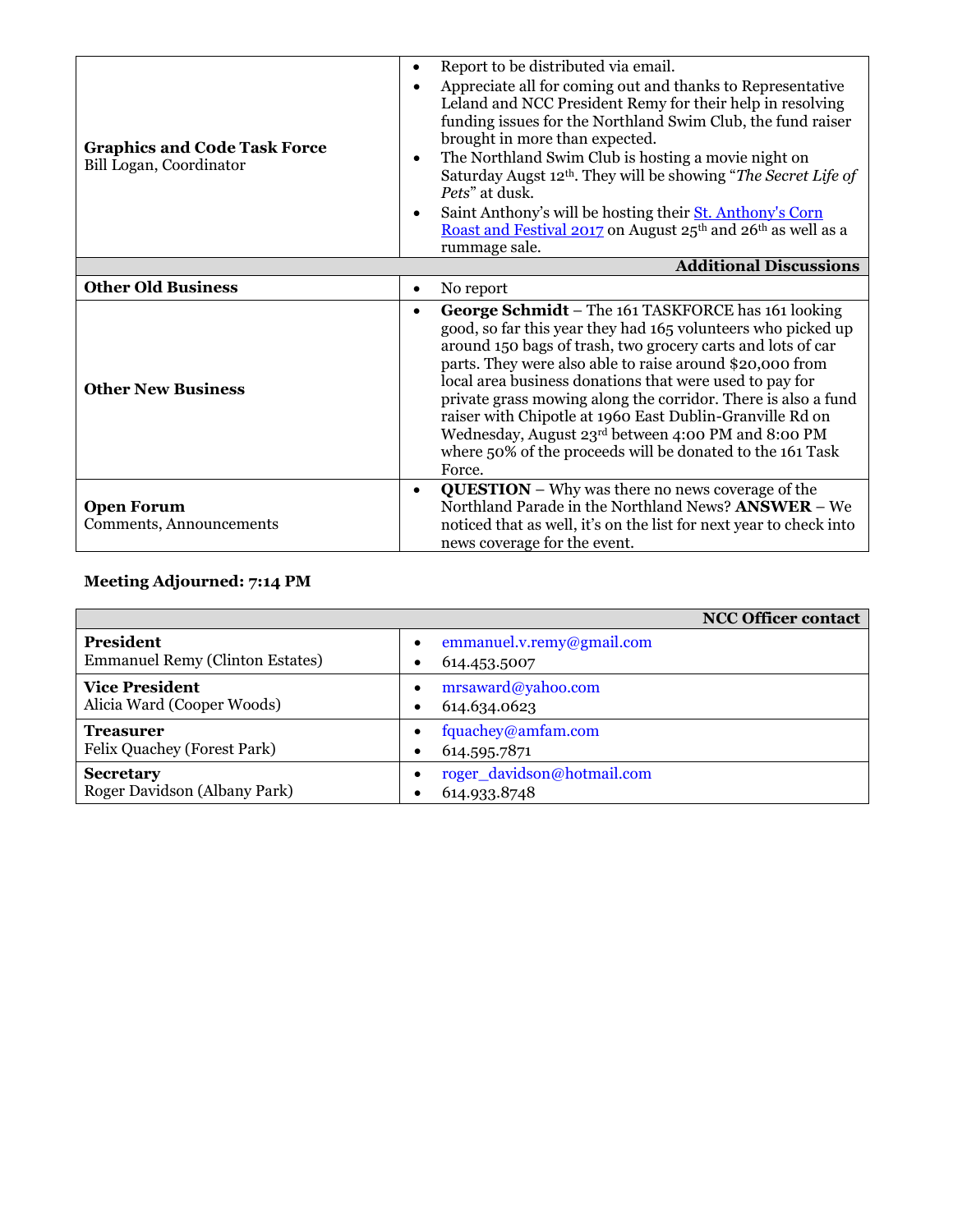| | |
|---|---|
| **Graphics and Code Task Force**<br>Bill Logan, Coordinator | • Report to be distributed via email.<br>• Appreciate all for coming out and thanks to Representative Leland and NCC President Remy for their help in resolving funding issues for the Northland Swim Club, the fund raiser brought in more than expected.<br>• The Northland Swim Club is hosting a movie night on Saturday Augst 12th. They will be showing "*The Secret Life of Pets*" at dusk.<br>• Saint Anthony's will be hosting their St. Anthony's Corn Roast and Festival 2017 on August 25th and 26th as well as a rummage sale. |
| | **Additional Discussions** |
| **Other Old Business** | • No report |
| **Other New Business** | • **George Schmidt** – The 161 TASKFORCE has 161 looking good, so far this year they had 165 volunteers who picked up around 150 bags of trash, two grocery carts and lots of car parts. They were also able to raise around $20,000 from local area business donations that were used to pay for private grass mowing along the corridor. There is also a fund raiser with Chipotle at 1960 East Dublin-Granville Rd on Wednesday, August 23rd between 4:00 PM and 8:00 PM where 50% of the proceeds will be donated to the 161 Task Force. |
| **Open Forum**<br>Comments, Announcements | • **QUESTION** – Why was there no news coverage of the Northland Parade in the Northland News? **ANSWER** – We noticed that as well, it's on the list for next year to check into news coverage for the event. |

**Meeting Adjourned: 7:14 PM**

| | **NCC Officer contact** |
|---|---|
| **President**<br>Emmanuel Remy (Clinton Estates) | • emmanuel.v.remy@gmail.com<br>• 614.453.5007 |
| **Vice President**<br>Alicia Ward (Cooper Woods) | • mrsaward@yahoo.com<br>• 614.634.0623 |
| **Treasurer**<br>Felix Quachey (Forest Park) | • fquachey@amfam.com<br>• 614.595.7871 |
| **Secretary**<br>Roger Davidson (Albany Park) | • roger_davidson@hotmail.com<br>• 614.933.8748 |